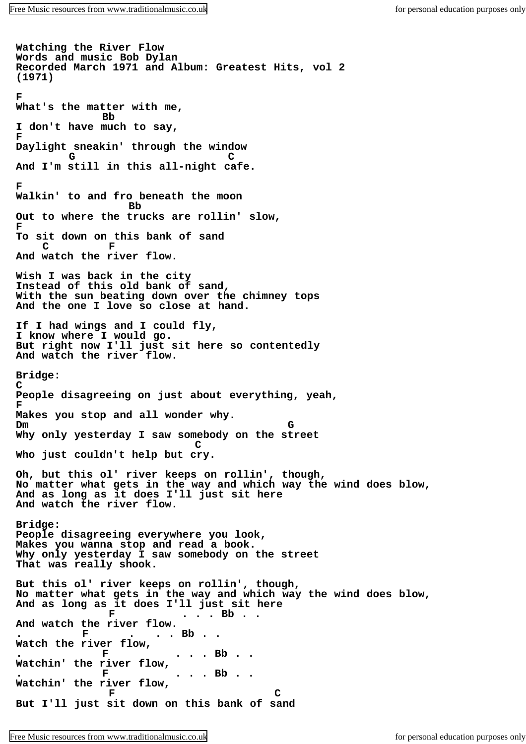```
Watching the River Flow
Words and music Bob Dylan
Recorded March 1971 and Album: Greatest Hits, vol 2
(1971)

F
What's the matter with me,
              Bb
I don't have much to say,
F
Daylight sneakin' through the window
        G                        C
And I'm still in this all-night cafe.

F
Walkin' to and fro beneath the moon
                  Bb
Out to where the trucks are rollin' slow,
F
To sit down on this bank of sand
    C         F
And watch the river flow.

Wish I was back in the city
Instead of this old bank of sand,
With the sun beating down over the chimney tops
And the one I love so close at hand.

If I had wings and I could fly,
I know where I would go.
But right now I'll just sit here so contentedly
And watch the river flow.

Bridge:
C
People disagreeing on just about everything, yeah,
F
Makes you stop and all wonder why.
Dm                                       G
Why only yesterday I saw somebody on the street
                              C
Who just couldn't help but cry.

Oh, but this ol' river keeps on rollin', though,
No matter what gets in the way and which way the wind does blow,
And as long as it does I'll just sit here
And watch the river flow.

Bridge:
People disagreeing everywhere you look,
Makes you wanna stop and read a book.
Why only yesterday I saw somebody on the street
That was really shook.

But this ol' river keeps on rollin', though,
No matter what gets in the way and which way the wind does blow,
And as long as it does I'll just sit here
              F           . . . Bb . .
And watch the river flow.
.         F      .   . . Bb . .
Watch the river flow,
.            F         . . . Bb . .
Watchin' the river flow,
.            F         . . . Bb . .
Watchin' the river flow,
              F                         C
But I'll just sit down on this bank of sand
```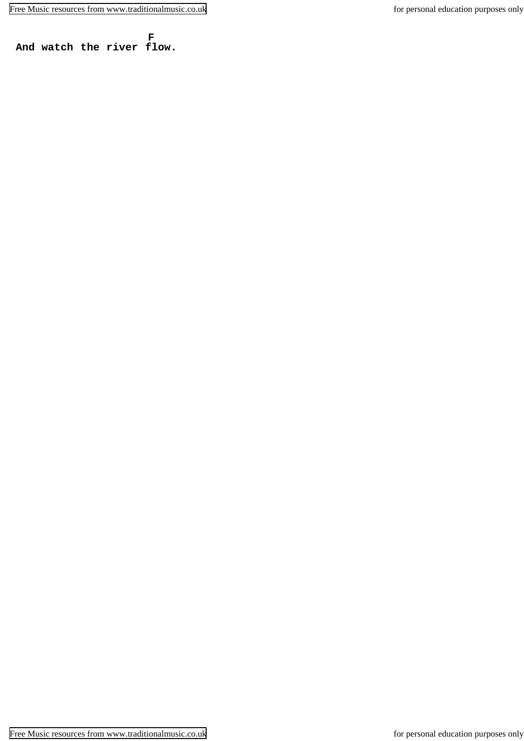```
                 F
And watch the river flow.
```